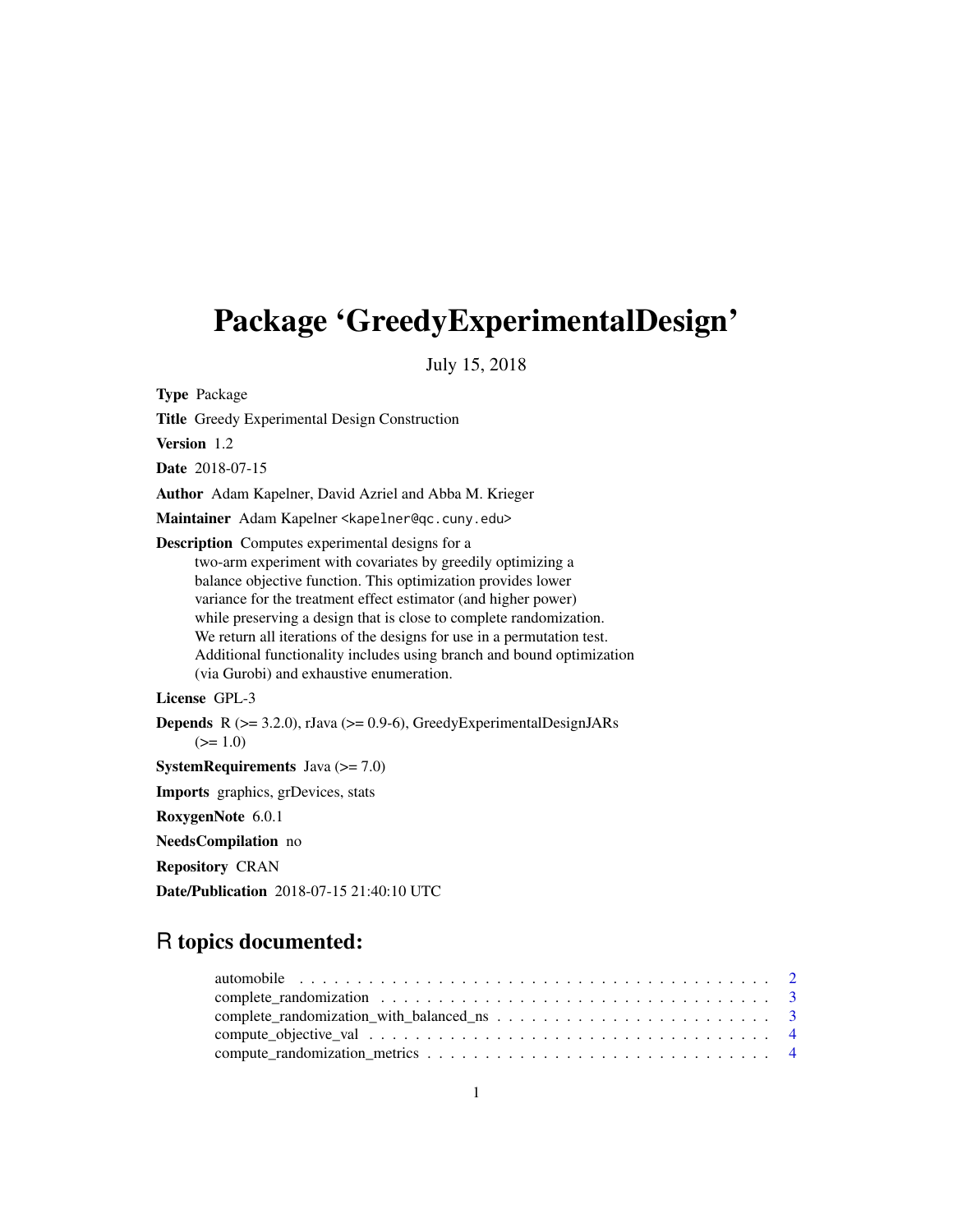# Package 'GreedyExperimentalDesign'

July 15, 2018

**Type** Package

**Title** Greedy Experimental Design Construction

**Version** 1.2

**Date** 2018-07-15

**Author** Adam Kapelner, David Azriel and Abba M. Krieger

**Maintainer** Adam Kapelner <kapelner@qc.cuny.edu>

**Description** Computes experimental designs for a two-arm experiment with covariates by greedily optimizing a balance objective function. This optimization provides lower variance for the treatment effect estimator (and higher power) while preserving a design that is close to complete randomization. We return all iterations of the designs for use in a permutation test. Additional functionality includes using branch and bound optimization (via Gurobi) and exhaustive enumeration.

**License** GPL-3

**Depends** R (>= 3.2.0), rJava (>= 0.9-6), GreedyExperimentalDesignJARs (>= 1.0)

**SystemRequirements** Java (>= 7.0)

**Imports** graphics, grDevices, stats

**RoxygenNote** 6.0.1

**NeedsCompilation** no

**Repository** CRAN

**Date/Publication** 2018-07-15 21:40:10 UTC

## R topics documented:

- automobile . . . . . . . . . . . . . . . . . . . . . . . . . . . . . . . . . . . . . . . . 2
- complete_randomization . . . . . . . . . . . . . . . . . . . . . . . . . . . . . . . . . . 3
- complete_randomization_with_balanced_ns . . . . . . . . . . . . . . . . . . . . . . . . 3
- compute_objective_val . . . . . . . . . . . . . . . . . . . . . . . . . . . . . . . . . . 4
- compute_randomization_metrics . . . . . . . . . . . . . . . . . . . . . . . . . . . . . . 4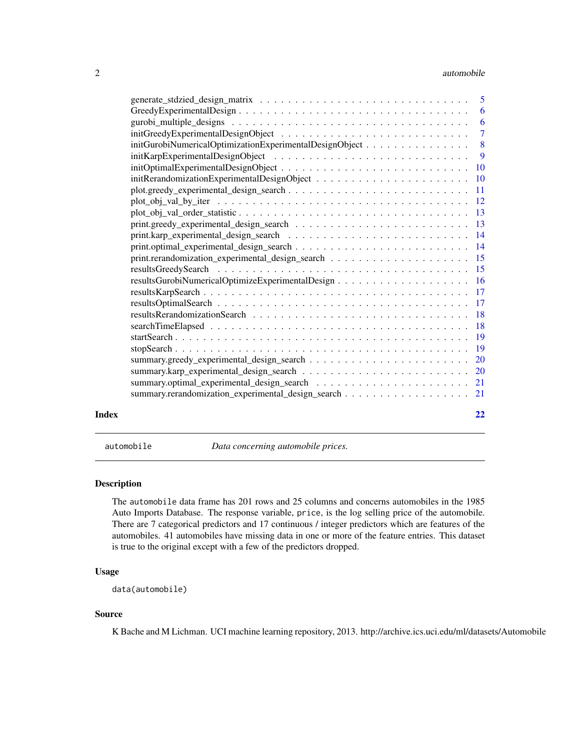generate_stdzied_design_matrix . . . . . . . . . . . . . . . . . . . . . . . . . . . . . 5
GreedyExperimentalDesign . . . . . . . . . . . . . . . . . . . . . . . . . . . . . . . . 6
gurobi_multiple_designs . . . . . . . . . . . . . . . . . . . . . . . . . . . . . . . . . 6
initGreedyExperimentalDesignObject . . . . . . . . . . . . . . . . . . . . . . . . . . . 7
initGurobiNumericalOptimizationExperimentalDesignObject . . . . . . . . . . . . . . . . 8
initKarpExperimentalDesignObject . . . . . . . . . . . . . . . . . . . . . . . . . . . . 9
initOptimalExperimentalDesignObject . . . . . . . . . . . . . . . . . . . . . . . . . . . 10
initRerandomizationExperimentalDesignObject . . . . . . . . . . . . . . . . . . . . . . 10
plot.greedy_experimental_design_search . . . . . . . . . . . . . . . . . . . . . . . . . 11
plot_obj_val_by_iter . . . . . . . . . . . . . . . . . . . . . . . . . . . . . . . . . . . 12
plot_obj_val_order_statistic . . . . . . . . . . . . . . . . . . . . . . . . . . . . . . . 13
print.greedy_experimental_design_search . . . . . . . . . . . . . . . . . . . . . . . . 13
print.karp_experimental_design_search . . . . . . . . . . . . . . . . . . . . . . . . . 14
print.optimal_experimental_design_search . . . . . . . . . . . . . . . . . . . . . . . . 14
print.rerandomization_experimental_design_search . . . . . . . . . . . . . . . . . . . 15
resultsGreedySearch . . . . . . . . . . . . . . . . . . . . . . . . . . . . . . . . . . . 15
resultsGurobiNumericalOptimizeExperimentalDesign . . . . . . . . . . . . . . . . . . . 16
resultsKarpSearch . . . . . . . . . . . . . . . . . . . . . . . . . . . . . . . . . . . . 17
resultsOptimalSearch . . . . . . . . . . . . . . . . . . . . . . . . . . . . . . . . . . 17
resultsRerandomizationSearch . . . . . . . . . . . . . . . . . . . . . . . . . . . . . . 18
searchTimeElapsed . . . . . . . . . . . . . . . . . . . . . . . . . . . . . . . . . . . 18
startSearch . . . . . . . . . . . . . . . . . . . . . . . . . . . . . . . . . . . . . . . 19
stopSearch . . . . . . . . . . . . . . . . . . . . . . . . . . . . . . . . . . . . . . . . 19
summary.greedy_experimental_design_search . . . . . . . . . . . . . . . . . . . . . . 20
summary.karp_experimental_design_search . . . . . . . . . . . . . . . . . . . . . . . 20
summary.optimal_experimental_design_search . . . . . . . . . . . . . . . . . . . . . . 21
summary.rerandomization_experimental_design_search . . . . . . . . . . . . . . . . . . 21

**Index** **22**

---

`automobile` *Data concerning automobile prices.*

---

### Description

The `automobile` data frame has 201 rows and 25 columns and concerns automobiles in the 1985 Auto Imports Database. The response variable, `price`, is the log selling price of the automobile. There are 7 categorical predictors and 17 continuous / integer predictors which are features of the automobiles. 41 automobiles have missing data in one or more of the feature entries. This dataset is true to the original except with a few of the predictors dropped.

### Usage

```
data(automobile)
```

### Source

K Bache and M Lichman. UCI machine learning repository, 2013. http://archive.ics.uci.edu/ml/datasets/Automobile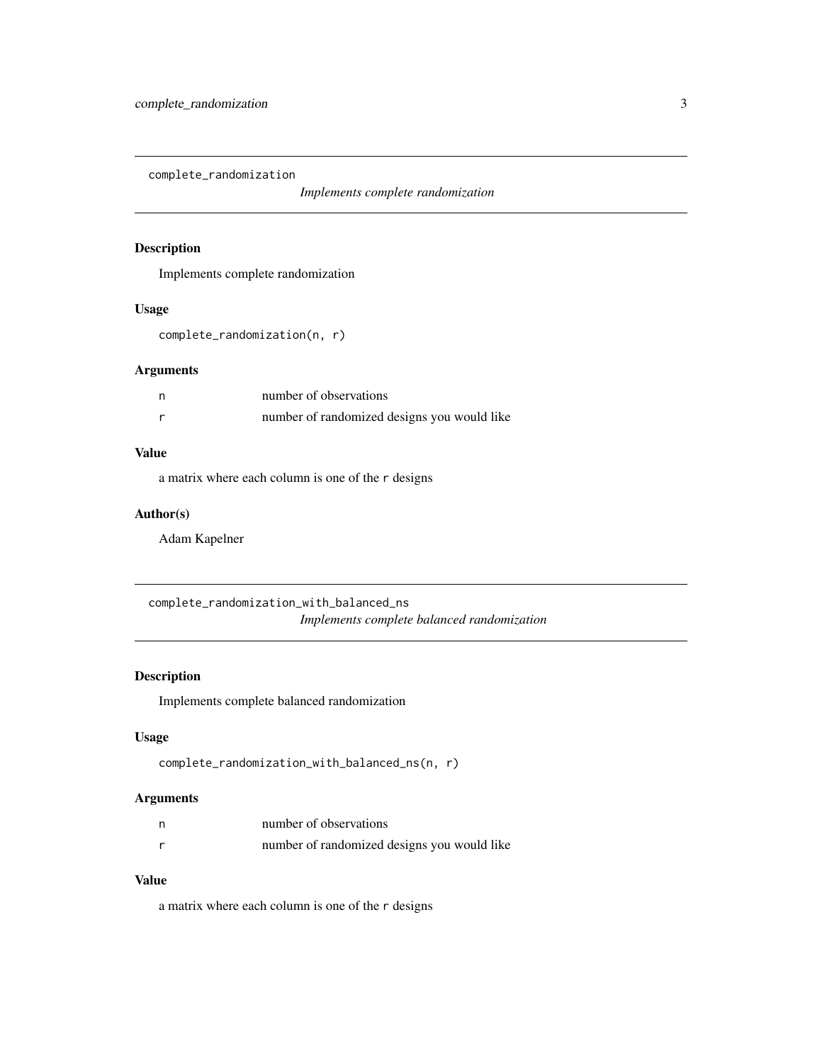## complete_randomization

*Implements complete randomization*

### Description

Implements complete randomization

### Usage

```
complete_randomization(n, r)
```

### Arguments

| | |
|---|---|
| n | number of observations |
| r | number of randomized designs you would like |

### Value

a matrix where each column is one of the `r` designs

### Author(s)

Adam Kapelner

## complete_randomization_with_balanced_ns

*Implements complete balanced randomization*

### Description

Implements complete balanced randomization

### Usage

```
complete_randomization_with_balanced_ns(n, r)
```

### Arguments

| | |
|---|---|
| n | number of observations |
| r | number of randomized designs you would like |

### Value

a matrix where each column is one of the `r` designs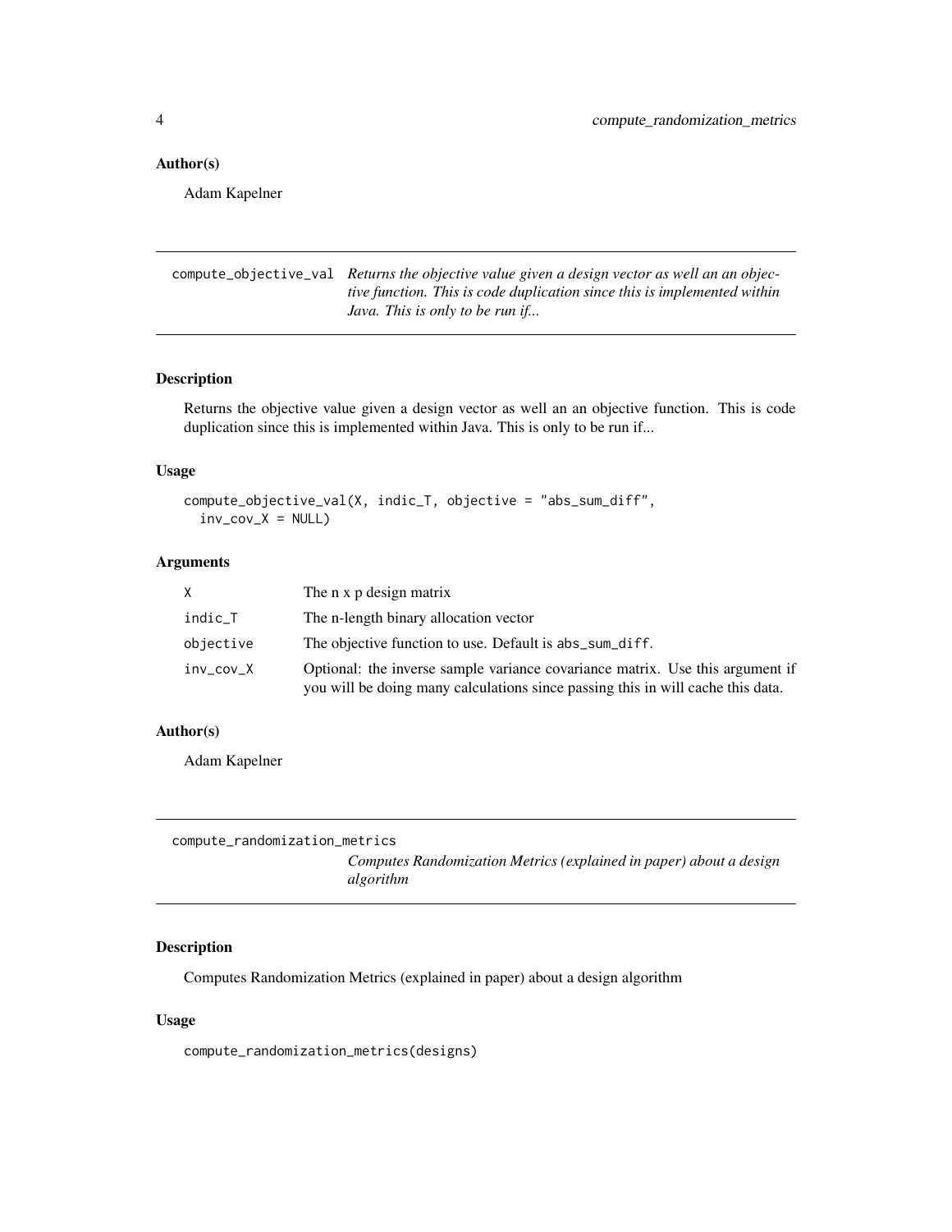### Author(s)

Adam Kapelner

---

`compute_objective_val` *Returns the objective value given a design vector as well an an objective function. This is code duplication since this is implemented within Java. This is only to be run if...*

---

### Description

Returns the objective value given a design vector as well an an objective function. This is code duplication since this is implemented within Java. This is only to be run if...

### Usage

```
compute_objective_val(X, indic_T, objective = "abs_sum_diff",
  inv_cov_X = NULL)
```

### Arguments

| | |
|---|---|
| `X` | The n x p design matrix |
| `indic_T` | The n-length binary allocation vector |
| `objective` | The objective function to use. Default is `abs_sum_diff`. |
| `inv_cov_X` | Optional: the inverse sample variance covariance matrix. Use this argument if you will be doing many calculations since passing this in will cache this data. |

### Author(s)

Adam Kapelner

---

`compute_randomization_metrics` *Computes Randomization Metrics (explained in paper) about a design algorithm*

---

### Description

Computes Randomization Metrics (explained in paper) about a design algorithm

### Usage

```
compute_randomization_metrics(designs)
```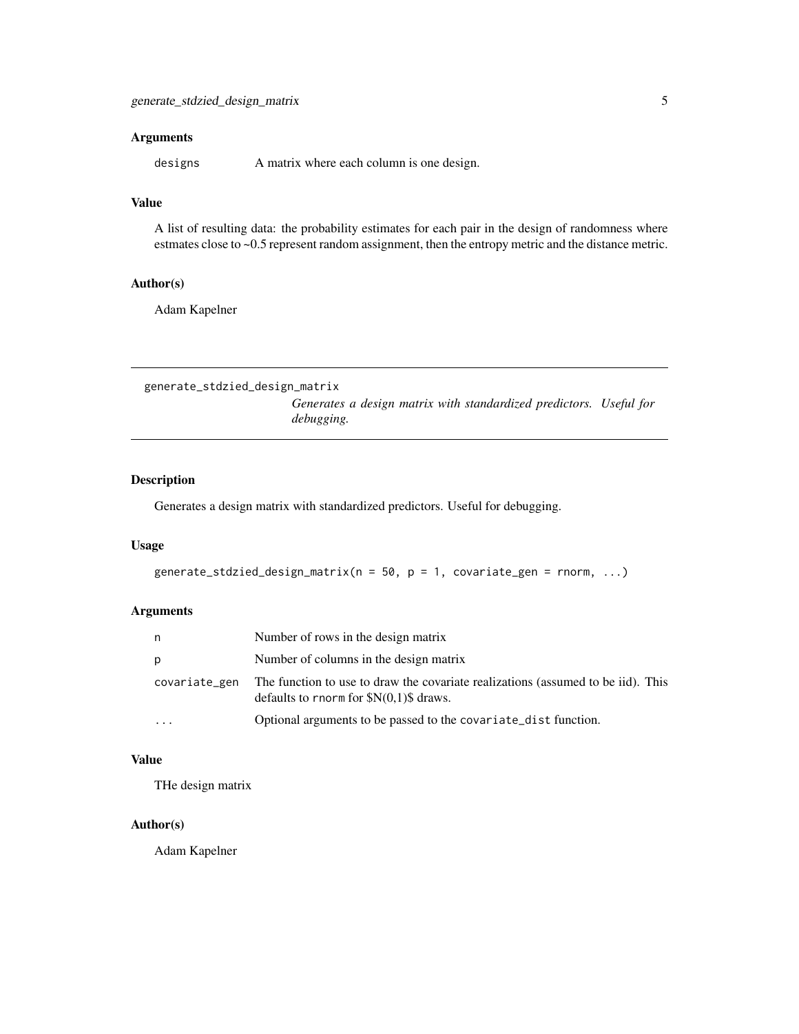### Arguments

| | |
|---|---|
| `designs` | A matrix where each column is one design. |

### Value

A list of resulting data: the probability estimates for each pair in the design of randomness where estmates close to ~0.5 represent random assignment, then the entropy metric and the distance metric.

### Author(s)

Adam Kapelner

---

## generate_stdzied_design_matrix

*Generates a design matrix with standardized predictors. Useful for debugging.*

---

### Description

Generates a design matrix with standardized predictors. Useful for debugging.

### Usage

```
generate_stdzied_design_matrix(n = 50, p = 1, covariate_gen = rnorm, ...)
```

### Arguments

| | |
|---|---|
| `n` | Number of rows in the design matrix |
| `p` | Number of columns in the design matrix |
| `covariate_gen` | The function to use to draw the covariate realizations (assumed to be iid). This defaults to `rnorm` for $N(0,1)$ draws. |
| `...` | Optional arguments to be passed to the `covariate_dist` function. |

### Value

THe design matrix

### Author(s)

Adam Kapelner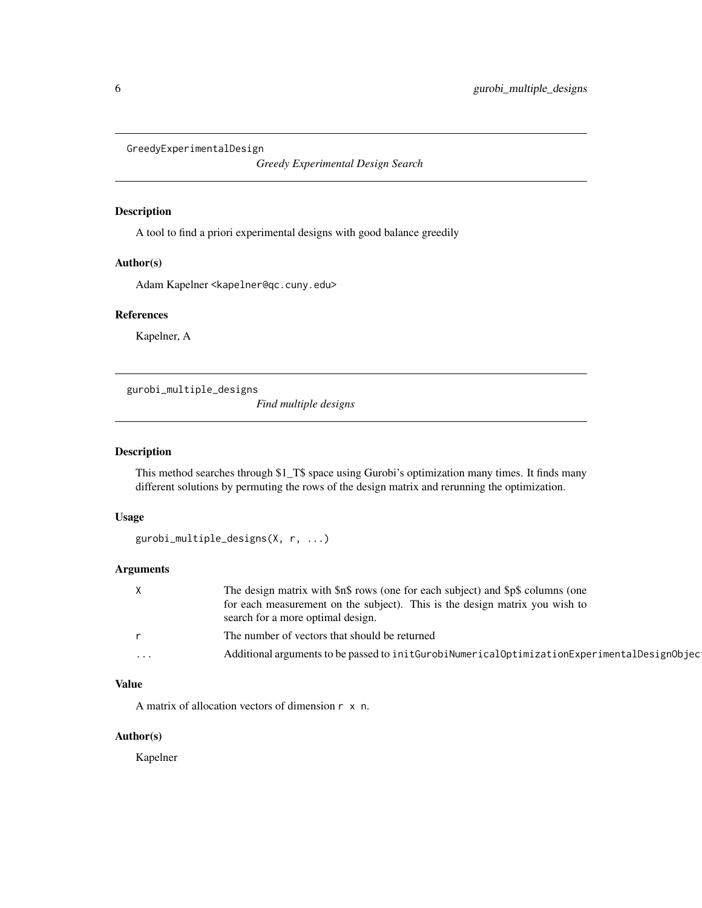## GreedyExperimentalDesign

*Greedy Experimental Design Search*

### Description

A tool to find a priori experimental designs with good balance greedily

### Author(s)

Adam Kapelner <kapelner@qc.cuny.edu>

### References

Kapelner, A

## gurobi_multiple_designs

*Find multiple designs*

### Description

This method searches through $1_T$ space using Gurobi's optimization many times. It finds many different solutions by permuting the rows of the design matrix and rerunning the optimization.

### Usage

```
gurobi_multiple_designs(X, r, ...)
```

### Arguments

| | |
|---|---|
| `X` | The design matrix with $n$ rows (one for each subject) and $p$ columns (one for each measurement on the subject). This is the design matrix you wish to search for a more optimal design. |
| `r` | The number of vectors that should be returned |
| `...` | Additional arguments to be passed to `initGurobiNumericalOptimizationExperimentalDesignObjec` |

### Value

A matrix of allocation vectors of dimension `r x n`.

### Author(s)

Kapelner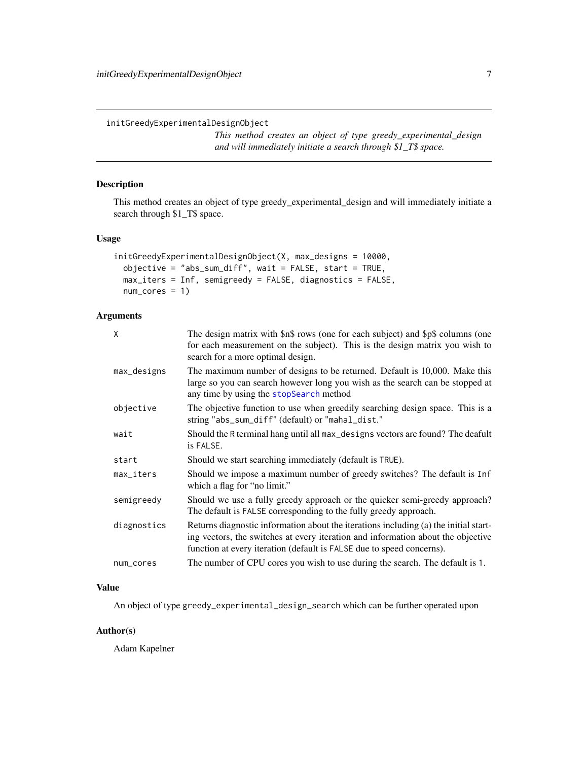## initGreedyExperimentalDesignObject

*This method creates an object of type greedy_experimental_design and will immediately initiate a search through $1_T$ space.*

### Description

This method creates an object of type greedy_experimental_design and will immediately initiate a search through $1_T$ space.

### Usage

```
initGreedyExperimentalDesignObject(X, max_designs = 10000,
  objective = "abs_sum_diff", wait = FALSE, start = TRUE,
  max_iters = Inf, semigreedy = FALSE, diagnostics = FALSE,
  num_cores = 1)
```

### Arguments

| | |
|---|---|
| `X` | The design matrix with $n$ rows (one for each subject) and $p$ columns (one for each measurement on the subject). This is the design matrix you wish to search for a more optimal design. |
| `max_designs` | The maximum number of designs to be returned. Default is 10,000. Make this large so you can search however long you wish as the search can be stopped at any time by using the `stopSearch` method |
| `objective` | The objective function to use when greedily searching design space. This is a string "abs_sum_diff" (default) or "mahal_dist." |
| `wait` | Should the `R` terminal hang until all `max_designs` vectors are found? The deafult is `FALSE`. |
| `start` | Should we start searching immediately (default is `TRUE`). |
| `max_iters` | Should we impose a maximum number of greedy switches? The default is `Inf` which a flag for "no limit." |
| `semigreedy` | Should we use a fully greedy approach or the quicker semi-greedy approach? The default is `FALSE` corresponding to the fully greedy approach. |
| `diagnostics` | Returns diagnostic information about the iterations including (a) the initial starting vectors, the switches at every iteration and information about the objective function at every iteration (default is `FALSE` due to speed concerns). |
| `num_cores` | The number of CPU cores you wish to use during the search. The default is `1`. |

### Value

An object of type `greedy_experimental_design_search` which can be further operated upon

### Author(s)

Adam Kapelner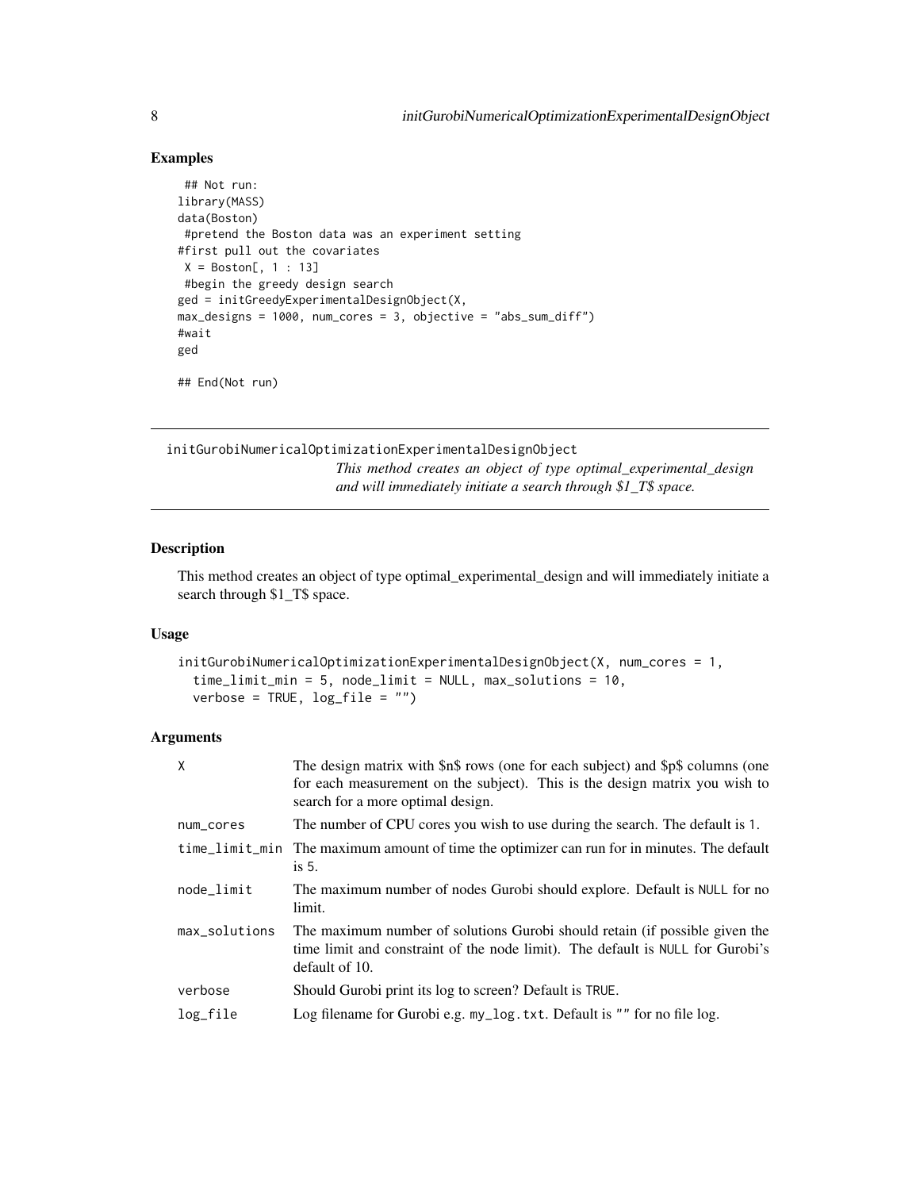## Examples

```
 ## Not run:
library(MASS)
data(Boston)
 #pretend the Boston data was an experiment setting
#first pull out the covariates
 X = Boston[, 1 : 13]
 #begin the greedy design search
ged = initGreedyExperimentalDesignObject(X,
max_designs = 1000, num_cores = 3, objective = "abs_sum_diff")
#wait
ged

## End(Not run)
```

---

# initGurobiNumericalOptimizationExperimentalDesignObject

*This method creates an object of type optimal_experimental_design and will immediately initiate a search through $1_T$ space.*

## Description

This method creates an object of type optimal_experimental_design and will immediately initiate a search through $1_T$ space.

## Usage

```
initGurobiNumericalOptimizationExperimentalDesignObject(X, num_cores = 1,
  time_limit_min = 5, node_limit = NULL, max_solutions = 10,
  verbose = TRUE, log_file = "")
```

## Arguments

| Argument | Description |
| --- | --- |
| X | The design matrix with $n$ rows (one for each subject) and $p$ columns (one for each measurement on the subject). This is the design matrix you wish to search for a more optimal design. |
| num_cores | The number of CPU cores you wish to use during the search. The default is 1. |
| time_limit_min | The maximum amount of time the optimizer can run for in minutes. The default is 5. |
| node_limit | The maximum number of nodes Gurobi should explore. Default is NULL for no limit. |
| max_solutions | The maximum number of solutions Gurobi should retain (if possible given the time limit and constraint of the node limit). The default is NULL for Gurobi's default of 10. |
| verbose | Should Gurobi print its log to screen? Default is TRUE. |
| log_file | Log filename for Gurobi e.g. my_log.txt. Default is "" for no file log. |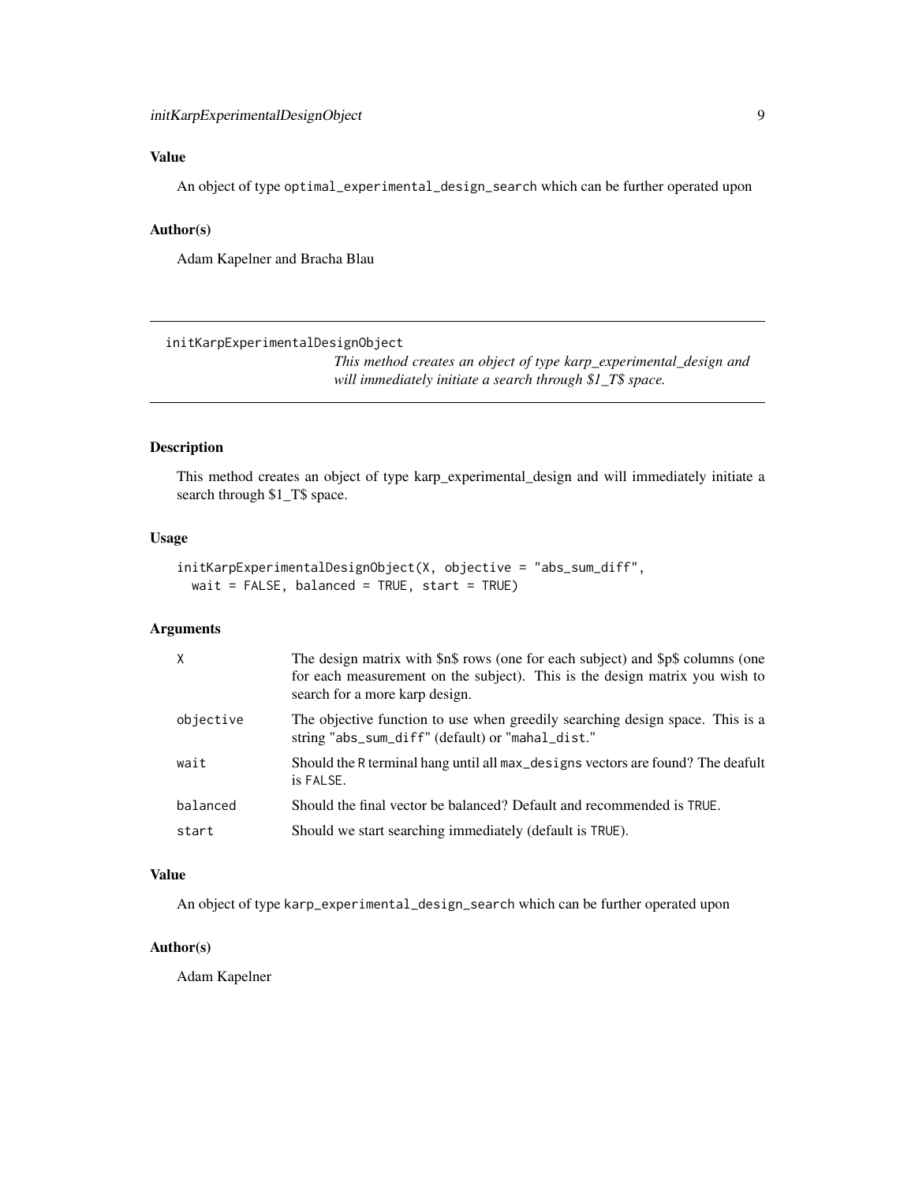## Value

An object of type optimal_experimental_design_search which can be further operated upon

## Author(s)

Adam Kapelner and Bracha Blau

---

## initKarpExperimentalDesignObject

*This method creates an object of type karp_experimental_design and will immediately initiate a search through $1_T$ space.*

---

### Description

This method creates an object of type karp_experimental_design and will immediately initiate a search through $1_T$ space.

### Usage

```
initKarpExperimentalDesignObject(X, objective = "abs_sum_diff",
  wait = FALSE, balanced = TRUE, start = TRUE)
```

### Arguments

| | |
|---|---|
| X | The design matrix with $n$ rows (one for each subject) and $p$ columns (one for each measurement on the subject). This is the design matrix you wish to search for a more karp design. |
| objective | The objective function to use when greedily searching design space. This is a string "abs_sum_diff" (default) or "mahal_dist." |
| wait | Should the R terminal hang until all max_designs vectors are found? The deafult is FALSE. |
| balanced | Should the final vector be balanced? Default and recommended is TRUE. |
| start | Should we start searching immediately (default is TRUE). |

### Value

An object of type karp_experimental_design_search which can be further operated upon

### Author(s)

Adam Kapelner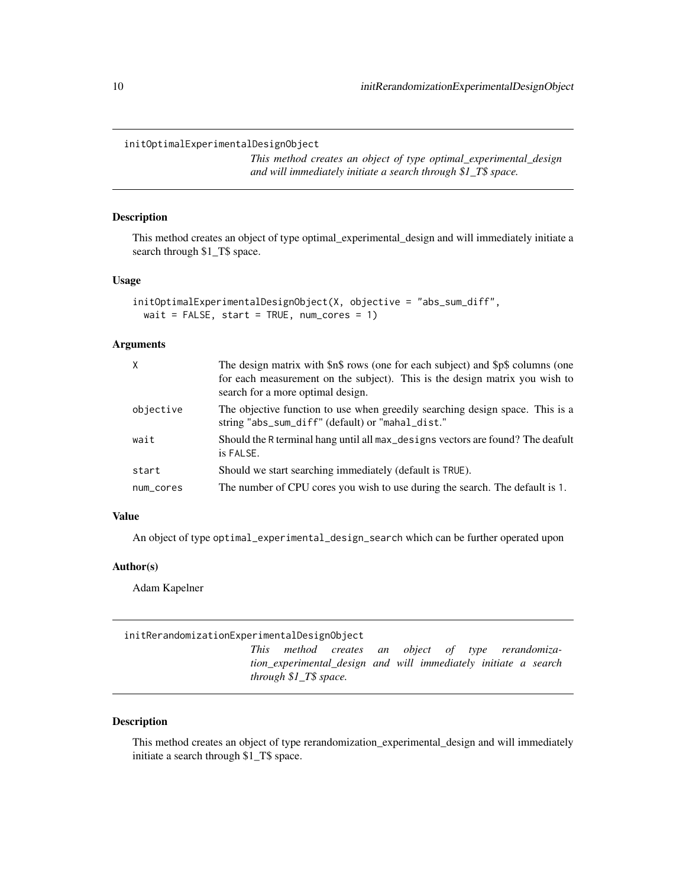## initOptimalExperimentalDesignObject

*This method creates an object of type optimal_experimental_design and will immediately initiate a search through $1_T$ space.*

### Description

This method creates an object of type optimal_experimental_design and will immediately initiate a search through $1_T$ space.

### Usage

```
initOptimalExperimentalDesignObject(X, objective = "abs_sum_diff",
  wait = FALSE, start = TRUE, num_cores = 1)
```

### Arguments

| | |
|---|---|
| X | The design matrix with $n$ rows (one for each subject) and $p$ columns (one for each measurement on the subject). This is the design matrix you wish to search for a more optimal design. |
| objective | The objective function to use when greedily searching design space. This is a string "abs_sum_diff" (default) or "mahal_dist." |
| wait | Should the R terminal hang until all max_designs vectors are found? The deafult is FALSE. |
| start | Should we start searching immediately (default is TRUE). |
| num_cores | The number of CPU cores you wish to use during the search. The default is 1. |

### Value

An object of type optimal_experimental_design_search which can be further operated upon

### Author(s)

Adam Kapelner

## initRerandomizationExperimentalDesignObject

*This method creates an object of type rerandomization_experimental_design and will immediately initiate a search through $1_T$ space.*

### Description

This method creates an object of type rerandomization_experimental_design and will immediately initiate a search through $1_T$ space.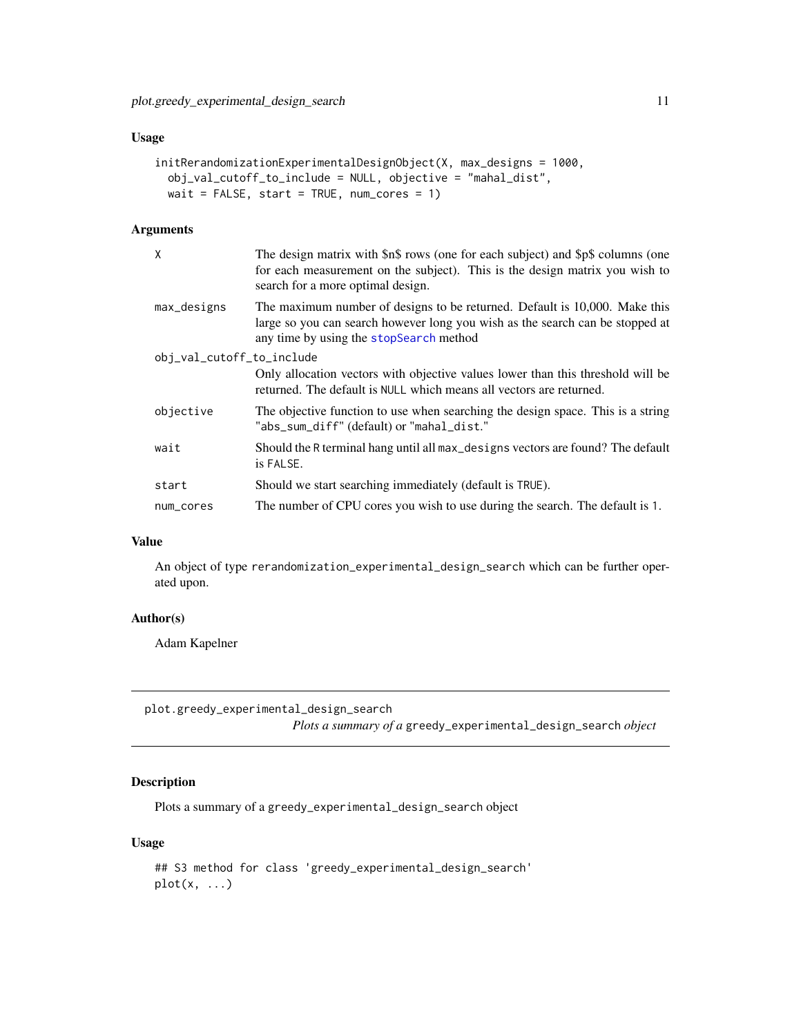### Usage

```
initRerandomizationExperimentalDesignObject(X, max_designs = 1000,
  obj_val_cutoff_to_include = NULL, objective = "mahal_dist",
  wait = FALSE, start = TRUE, num_cores = 1)
```

### Arguments

| | |
|---|---|
| X | The design matrix with $n$ rows (one for each subject) and $p$ columns (one for each measurement on the subject). This is the design matrix you wish to search for a more optimal design. |
| max_designs | The maximum number of designs to be returned. Default is 10,000. Make this large so you can search however long you wish as the search can be stopped at any time by using the stopSearch method |
| obj_val_cutoff_to_include | Only allocation vectors with objective values lower than this threshold will be returned. The default is NULL which means all vectors are returned. |
| objective | The objective function to use when searching the design space. This is a string "abs_sum_diff" (default) or "mahal_dist." |
| wait | Should the R terminal hang until all max_designs vectors are found? The default is FALSE. |
| start | Should we start searching immediately (default is TRUE). |
| num_cores | The number of CPU cores you wish to use during the search. The default is 1. |

### Value

An object of type rerandomization_experimental_design_search which can be further operated upon.

### Author(s)

Adam Kapelner

## plot.greedy_experimental_design_search    *Plots a summary of a* greedy_experimental_design_search *object*

### Description

Plots a summary of a greedy_experimental_design_search object

### Usage

```
## S3 method for class 'greedy_experimental_design_search'
plot(x, ...)
```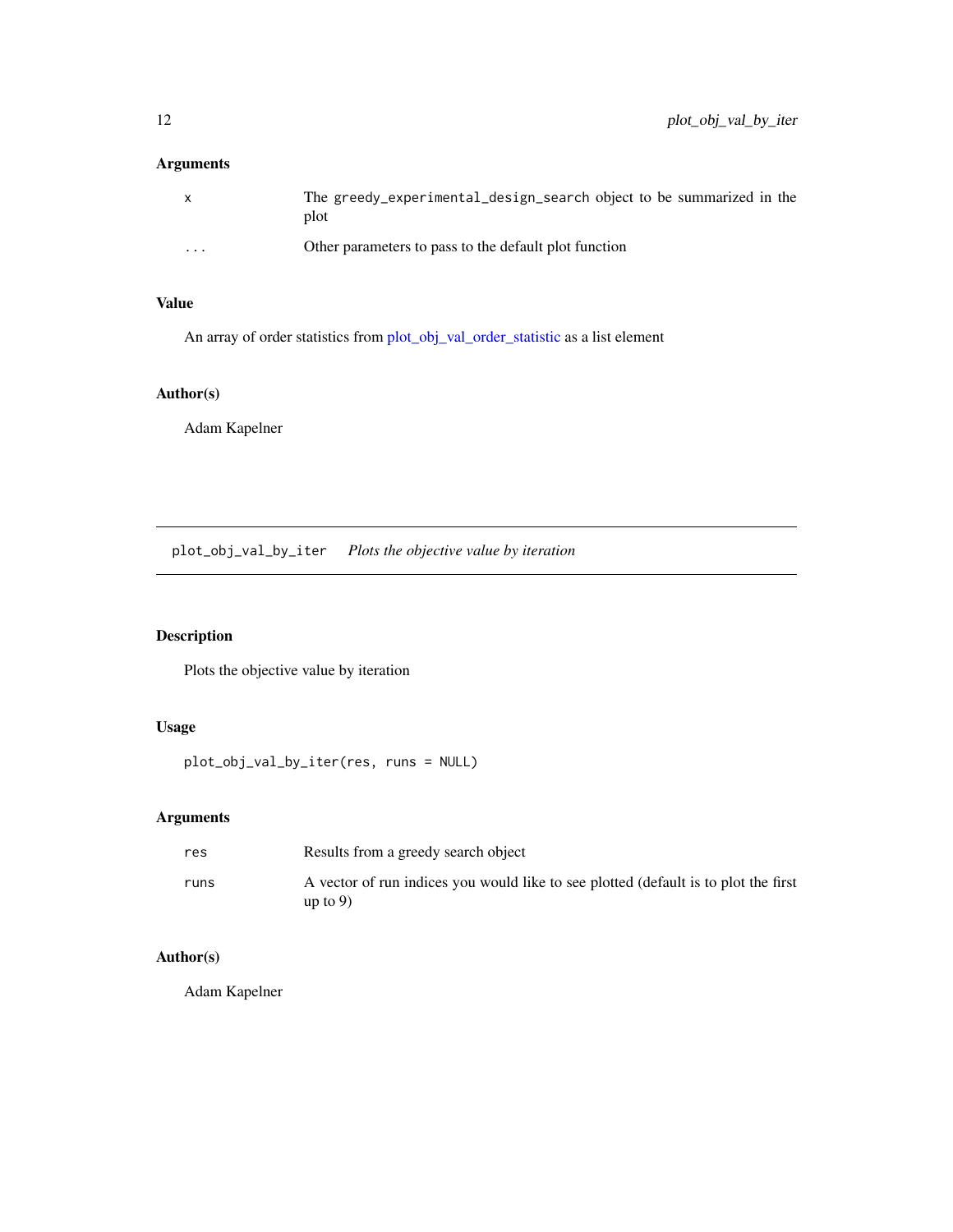## Arguments

| | |
|---|---|
| x | The greedy_experimental_design_search object to be summarized in the plot |
| ... | Other parameters to pass to the default plot function |

## Value

An array of order statistics from plot_obj_val_order_statistic as a list element

## Author(s)

Adam Kapelner

---

# plot_obj_val_by_iter *Plots the objective value by iteration*

## Description

Plots the objective value by iteration

## Usage

```
plot_obj_val_by_iter(res, runs = NULL)
```

## Arguments

| | |
|---|---|
| res | Results from a greedy search object |
| runs | A vector of run indices you would like to see plotted (default is to plot the first up to 9) |

## Author(s)

Adam Kapelner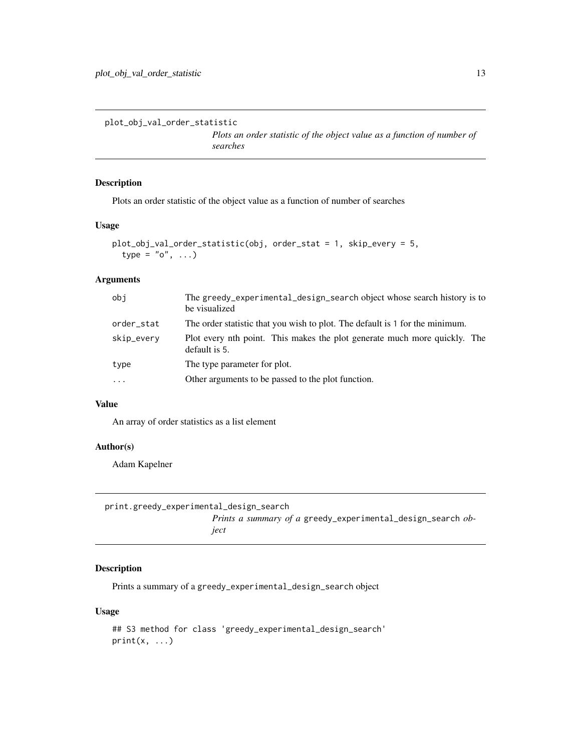## plot_obj_val_order_statistic

*Plots an order statistic of the object value as a function of number of searches*

### Description

Plots an order statistic of the object value as a function of number of searches

### Usage

```
plot_obj_val_order_statistic(obj, order_stat = 1, skip_every = 5,
  type = "o", ...)
```

### Arguments

| | |
|---|---|
| obj | The greedy_experimental_design_search object whose search history is to be visualized |
| order_stat | The order statistic that you wish to plot. The default is 1 for the minimum. |
| skip_every | Plot every nth point. This makes the plot generate much more quickly. The default is 5. |
| type | The type parameter for plot. |
| ... | Other arguments to be passed to the plot function. |

### Value

An array of order statistics as a list element

### Author(s)

Adam Kapelner

## print.greedy_experimental_design_search

*Prints a summary of a* greedy_experimental_design_search *object*

### Description

Prints a summary of a greedy_experimental_design_search object

### Usage

```
## S3 method for class 'greedy_experimental_design_search'
print(x, ...)
```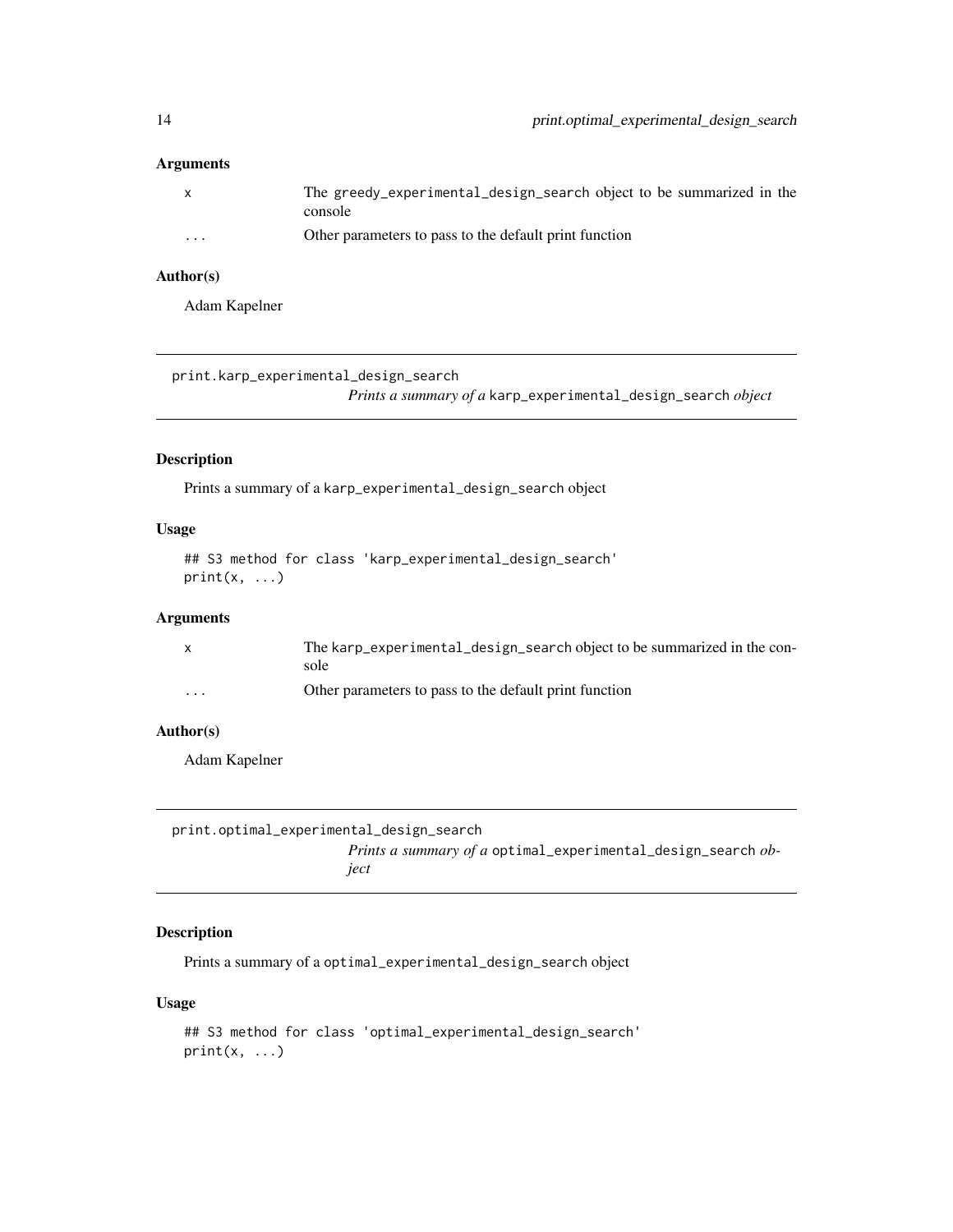## Arguments

| | |
|---|---|
| x | The greedy_experimental_design_search object to be summarized in the console |
| ... | Other parameters to pass to the default print function |

## Author(s)

Adam Kapelner

---

# print.karp_experimental_design_search

*Prints a summary of a* karp_experimental_design_search *object*

---

## Description

Prints a summary of a karp_experimental_design_search object

## Usage

```
## S3 method for class 'karp_experimental_design_search'
print(x, ...)
```

## Arguments

| | |
|---|---|
| x | The karp_experimental_design_search object to be summarized in the console |
| ... | Other parameters to pass to the default print function |

## Author(s)

Adam Kapelner

---

# print.optimal_experimental_design_search

*Prints a summary of a* optimal_experimental_design_search *object*

---

## Description

Prints a summary of a optimal_experimental_design_search object

## Usage

```
## S3 method for class 'optimal_experimental_design_search'
print(x, ...)
```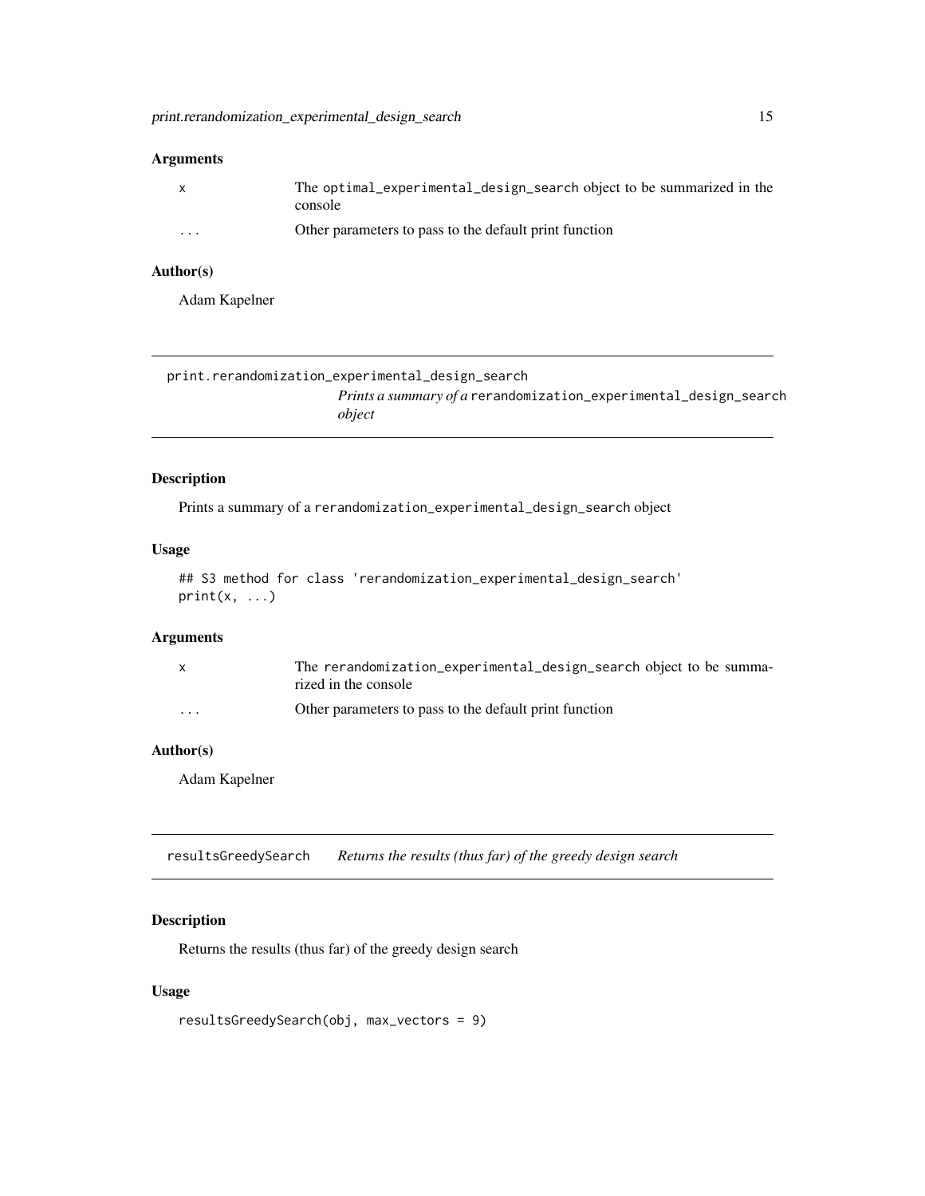## Arguments

| | |
|---|---|
| x | The optimal_experimental_design_search object to be summarized in the console |
| ... | Other parameters to pass to the default print function |

## Author(s)

Adam Kapelner

---

# print.rerandomization_experimental_design_search

*Prints a summary of a* rerandomization_experimental_design_search *object*

## Description

Prints a summary of a rerandomization_experimental_design_search object

## Usage

```
## S3 method for class 'rerandomization_experimental_design_search'
print(x, ...)
```

## Arguments

| | |
|---|---|
| x | The rerandomization_experimental_design_search object to be summarized in the console |
| ... | Other parameters to pass to the default print function |

## Author(s)

Adam Kapelner

---

# resultsGreedySearch

*Returns the results (thus far) of the greedy design search*

## Description

Returns the results (thus far) of the greedy design search

## Usage

```
resultsGreedySearch(obj, max_vectors = 9)
```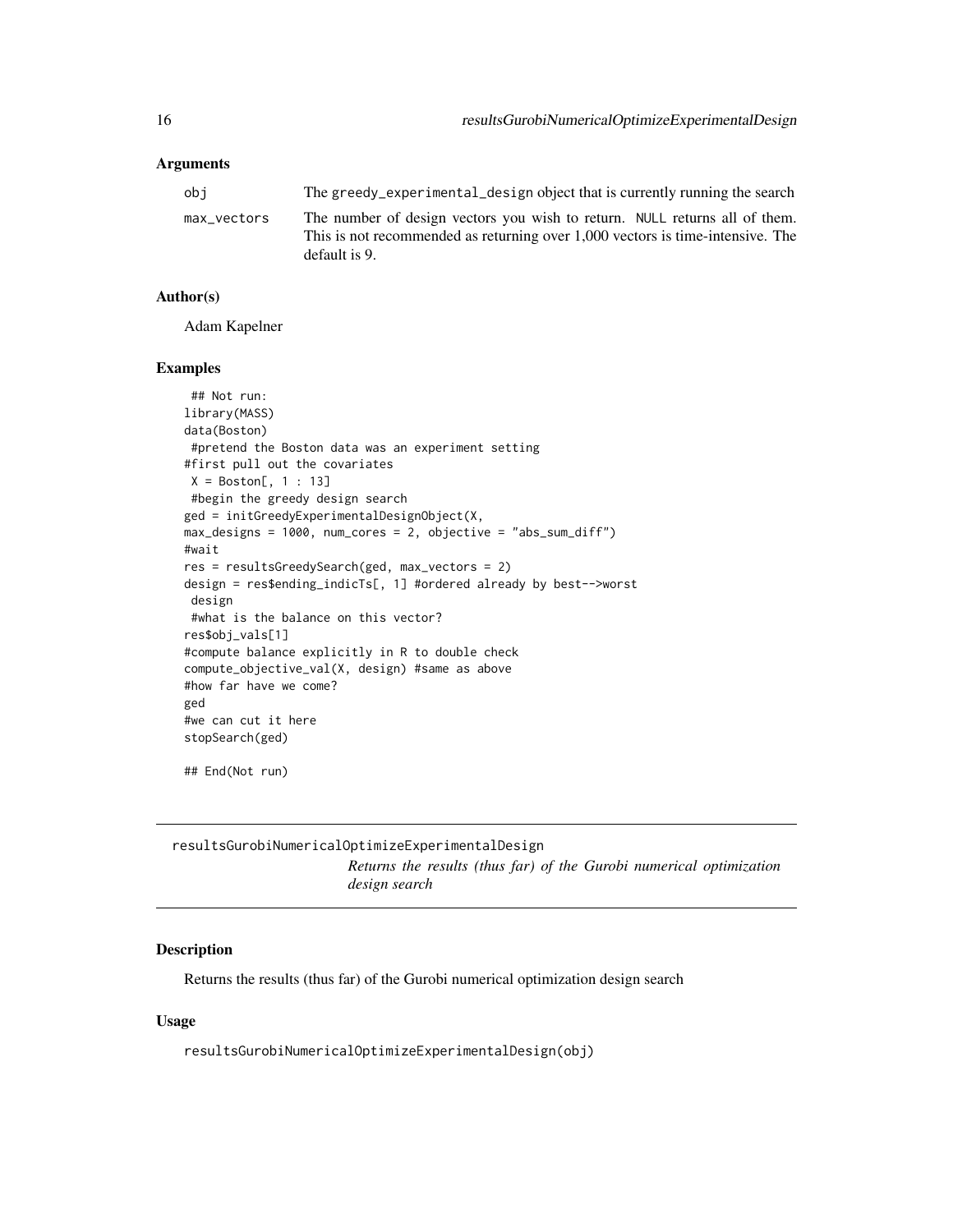### Arguments

| | |
|---|---|
| obj | The greedy_experimental_design object that is currently running the search |
| max_vectors | The number of design vectors you wish to return. NULL returns all of them. This is not recommended as returning over 1,000 vectors is time-intensive. The default is 9. |

### Author(s)

Adam Kapelner

### Examples

```
 ## Not run:
library(MASS)
data(Boston)
 #pretend the Boston data was an experiment setting
#first pull out the covariates
 X = Boston[, 1 : 13]
 #begin the greedy design search
ged = initGreedyExperimentalDesignObject(X,
max_designs = 1000, num_cores = 2, objective = "abs_sum_diff")
#wait
res = resultsGreedySearch(ged, max_vectors = 2)
design = res$ending_indicTs[, 1] #ordered already by best-->worst
 design
 #what is the balance on this vector?
res$obj_vals[1]
#compute balance explicitly in R to double check
compute_objective_val(X, design) #same as above
#how far have we come?
ged
#we can cut it here
stopSearch(ged)

## End(Not run)
```

---

## resultsGurobiNumericalOptimizeExperimentalDesign

*Returns the results (thus far) of the Gurobi numerical optimization design search*

### Description

Returns the results (thus far) of the Gurobi numerical optimization design search

### Usage

```
resultsGurobiNumericalOptimizeExperimentalDesign(obj)
```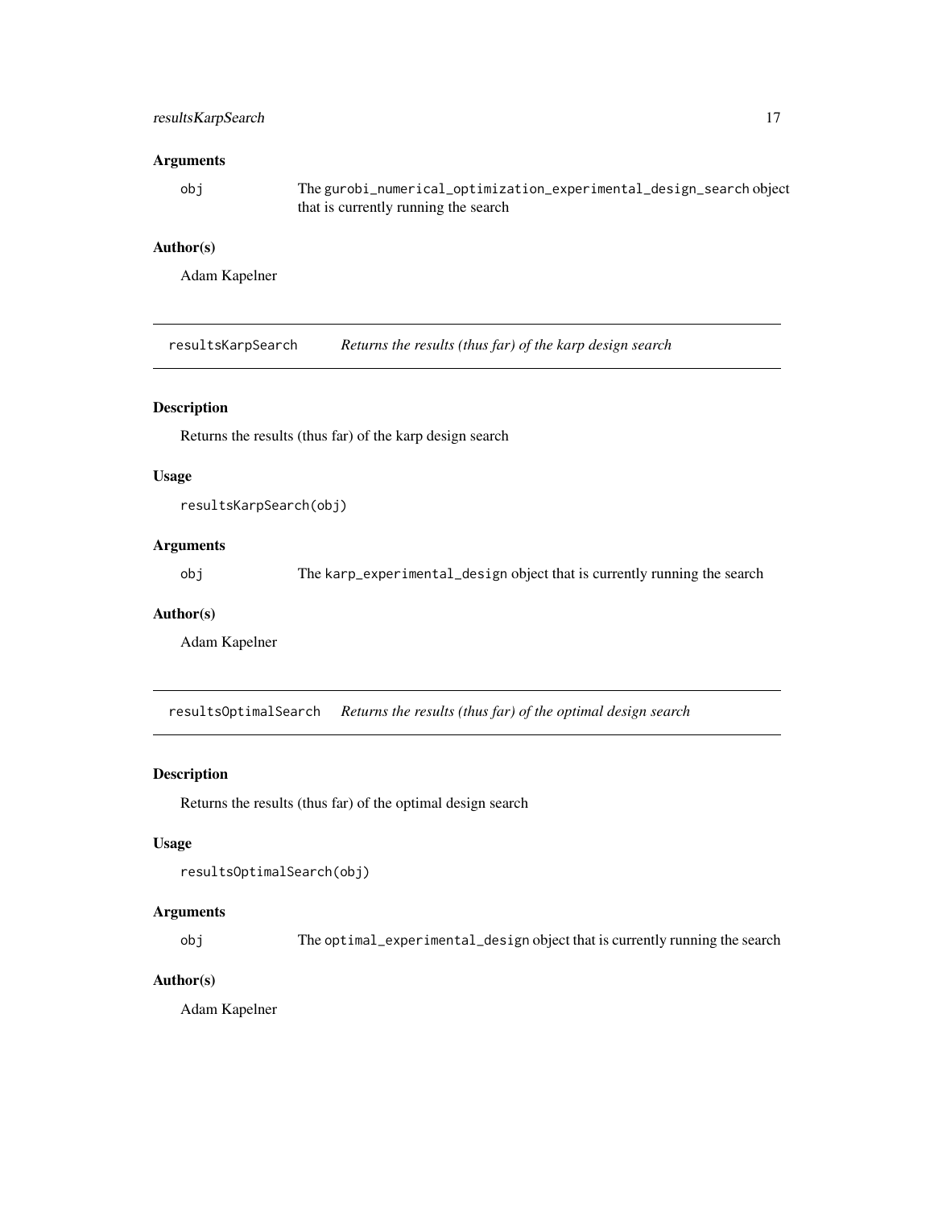### Arguments

obj — The gurobi_numerical_optimization_experimental_design_search object that is currently running the search

### Author(s)

Adam Kapelner

---

## resultsKarpSearch — *Returns the results (thus far) of the karp design search*

### Description

Returns the results (thus far) of the karp design search

### Usage

```
resultsKarpSearch(obj)
```

### Arguments

obj — The karp_experimental_design object that is currently running the search

### Author(s)

Adam Kapelner

---

## resultsOptimalSearch — *Returns the results (thus far) of the optimal design search*

### Description

Returns the results (thus far) of the optimal design search

### Usage

```
resultsOptimalSearch(obj)
```

### Arguments

obj — The optimal_experimental_design object that is currently running the search

### Author(s)

Adam Kapelner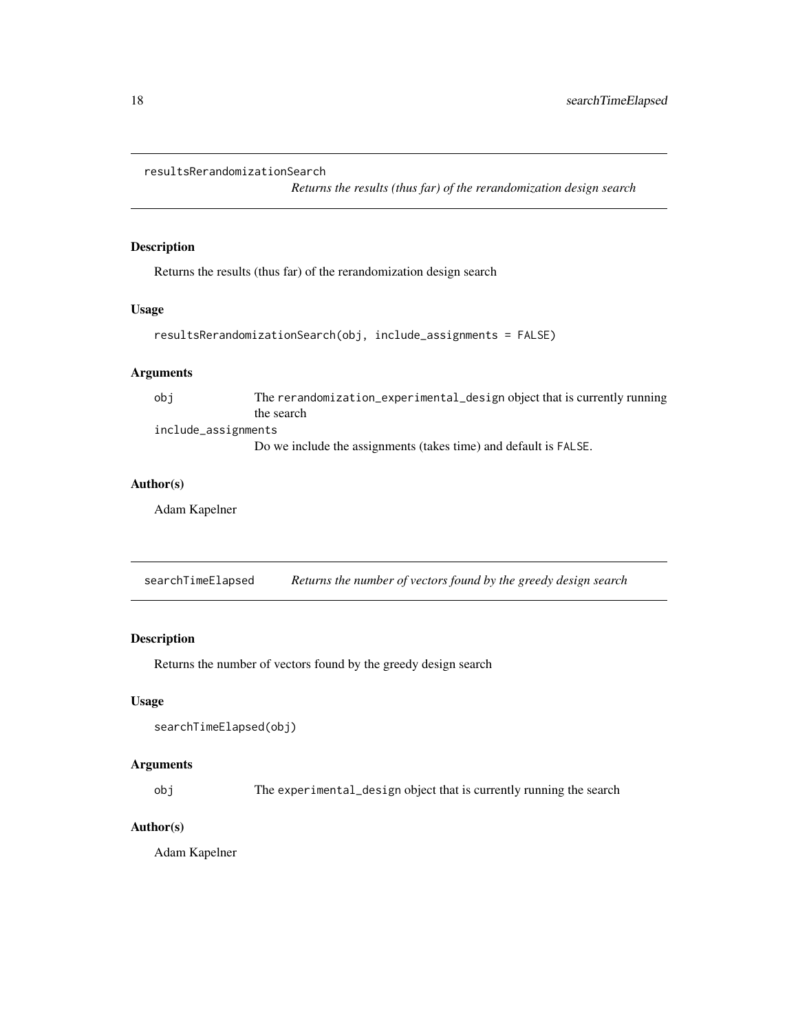## resultsRerandomizationSearch

*Returns the results (thus far) of the rerandomization design search*

### Description

Returns the results (thus far) of the rerandomization design search

### Usage

```
resultsRerandomizationSearch(obj, include_assignments = FALSE)
```

### Arguments

| | |
|---|---|
| `obj` | The `rerandomization_experimental_design` object that is currently running the search |
| `include_assignments` | Do we include the assignments (takes time) and default is `FALSE`. |

### Author(s)

Adam Kapelner

## searchTimeElapsed

*Returns the number of vectors found by the greedy design search*

### Description

Returns the number of vectors found by the greedy design search

### Usage

```
searchTimeElapsed(obj)
```

### Arguments

| | |
|---|---|
| `obj` | The `experimental_design` object that is currently running the search |

### Author(s)

Adam Kapelner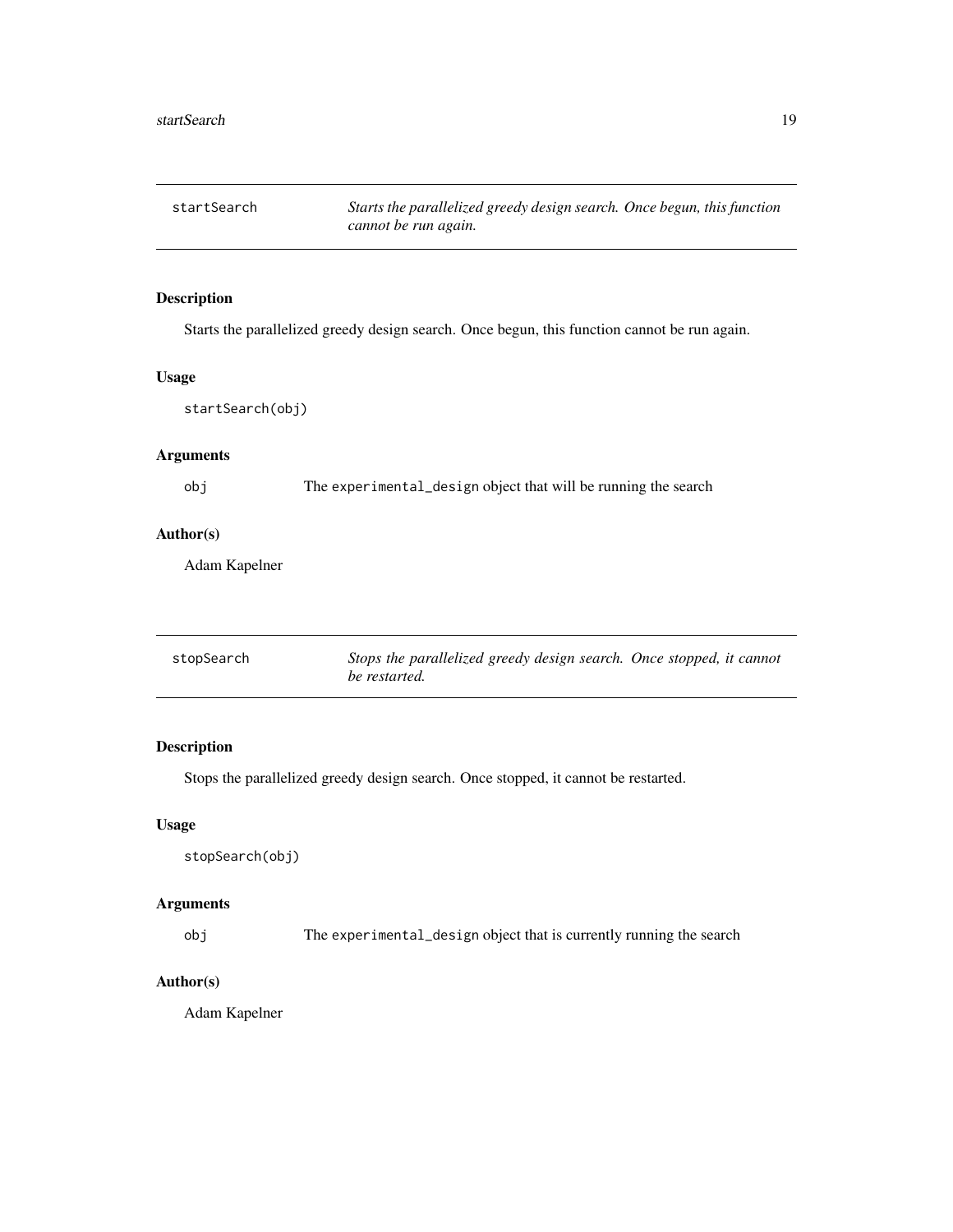## startSearch — *Starts the parallelized greedy design search. Once begun, this function cannot be run again.*

### Description

Starts the parallelized greedy design search. Once begun, this function cannot be run again.

### Usage

```
startSearch(obj)
```

### Arguments

| | |
|---|---|
| obj | The experimental_design object that will be running the search |

### Author(s)

Adam Kapelner

## stopSearch — *Stops the parallelized greedy design search. Once stopped, it cannot be restarted.*

### Description

Stops the parallelized greedy design search. Once stopped, it cannot be restarted.

### Usage

```
stopSearch(obj)
```

### Arguments

| | |
|---|---|
| obj | The experimental_design object that is currently running the search |

### Author(s)

Adam Kapelner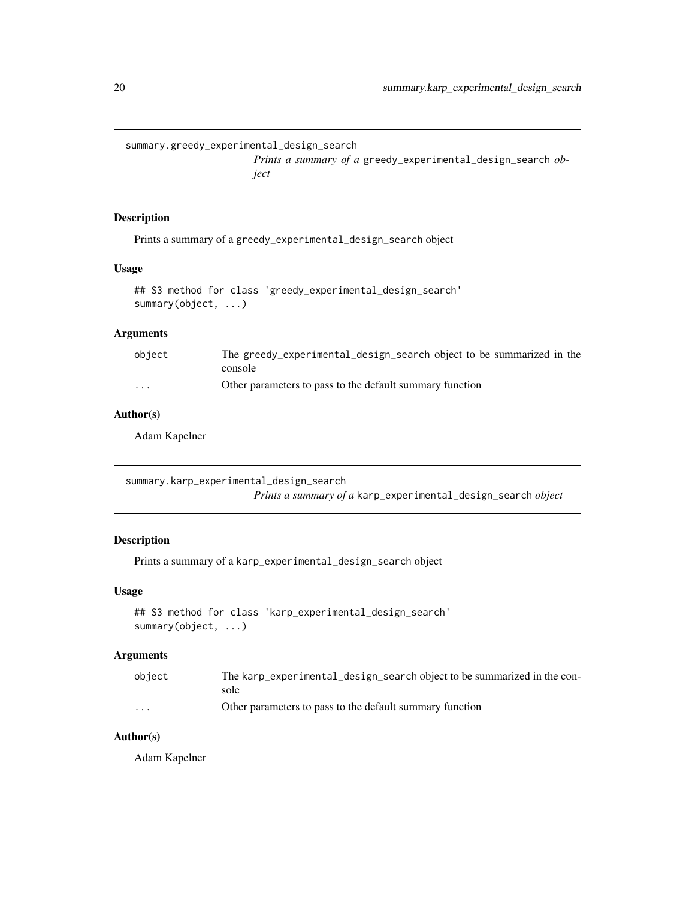## summary.greedy_experimental_design_search

*Prints a summary of a* `greedy_experimental_design_search` *object*

### Description

Prints a summary of a `greedy_experimental_design_search` object

### Usage

```
## S3 method for class 'greedy_experimental_design_search'
summary(object, ...)
```

### Arguments

| | |
|---|---|
| object | The `greedy_experimental_design_search` object to be summarized in the console |
| ... | Other parameters to pass to the default summary function |

### Author(s)

Adam Kapelner

## summary.karp_experimental_design_search

*Prints a summary of a* `karp_experimental_design_search` *object*

### Description

Prints a summary of a `karp_experimental_design_search` object

### Usage

```
## S3 method for class 'karp_experimental_design_search'
summary(object, ...)
```

### Arguments

| | |
|---|---|
| object | The `karp_experimental_design_search` object to be summarized in the console |
| ... | Other parameters to pass to the default summary function |

### Author(s)

Adam Kapelner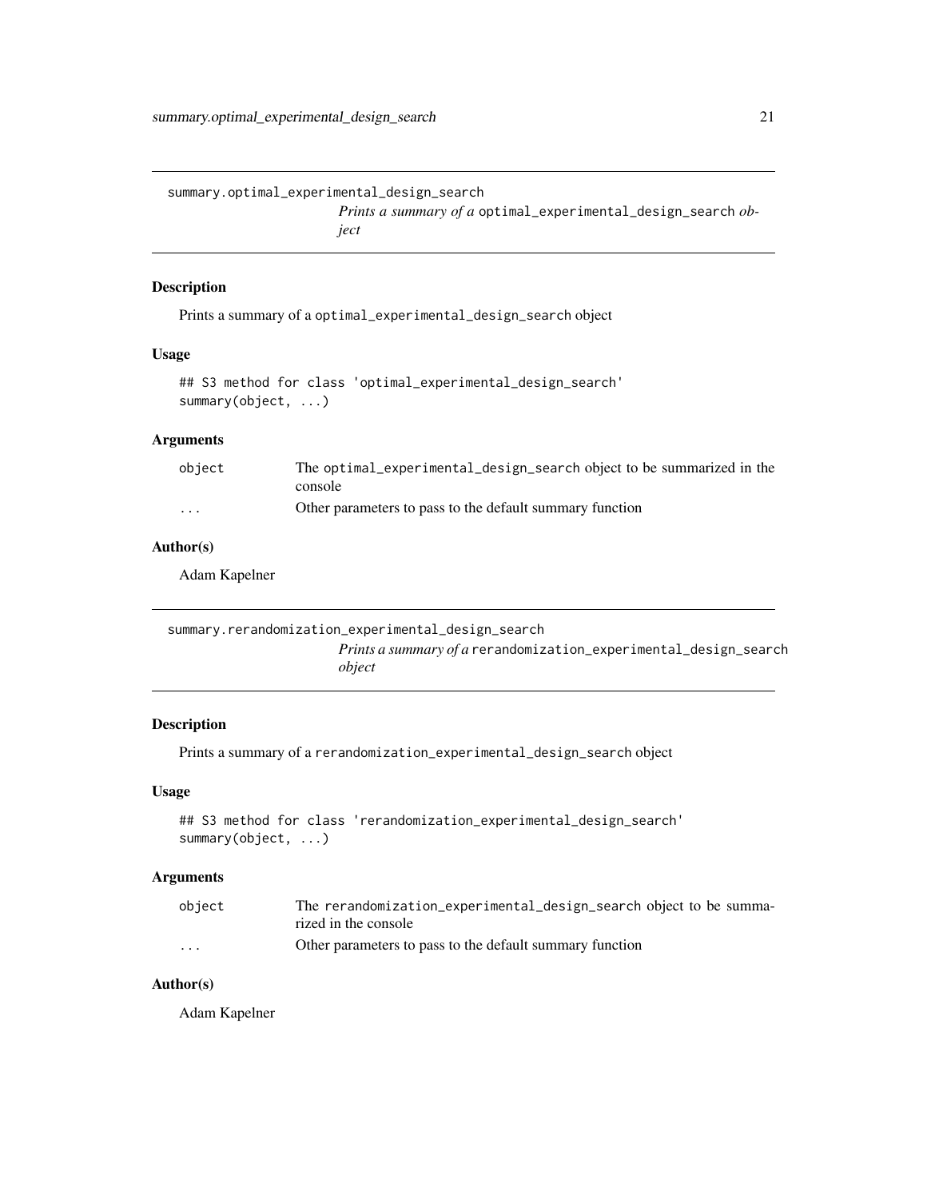## summary.optimal_experimental_design_search

*Prints a summary of a* `optimal_experimental_design_search` *object*

### Description

Prints a summary of a `optimal_experimental_design_search` object

### Usage

```
## S3 method for class 'optimal_experimental_design_search'
summary(object, ...)
```

### Arguments

| | |
|---|---|
| `object` | The `optimal_experimental_design_search` object to be summarized in the console |
| `...` | Other parameters to pass to the default summary function |

### Author(s)

Adam Kapelner

## summary.rerandomization_experimental_design_search

*Prints a summary of a* `rerandomization_experimental_design_search` *object*

### Description

Prints a summary of a `rerandomization_experimental_design_search` object

### Usage

```
## S3 method for class 'rerandomization_experimental_design_search'
summary(object, ...)
```

### Arguments

| | |
|---|---|
| `object` | The `rerandomization_experimental_design_search` object to be summarized in the console |
| `...` | Other parameters to pass to the default summary function |

### Author(s)

Adam Kapelner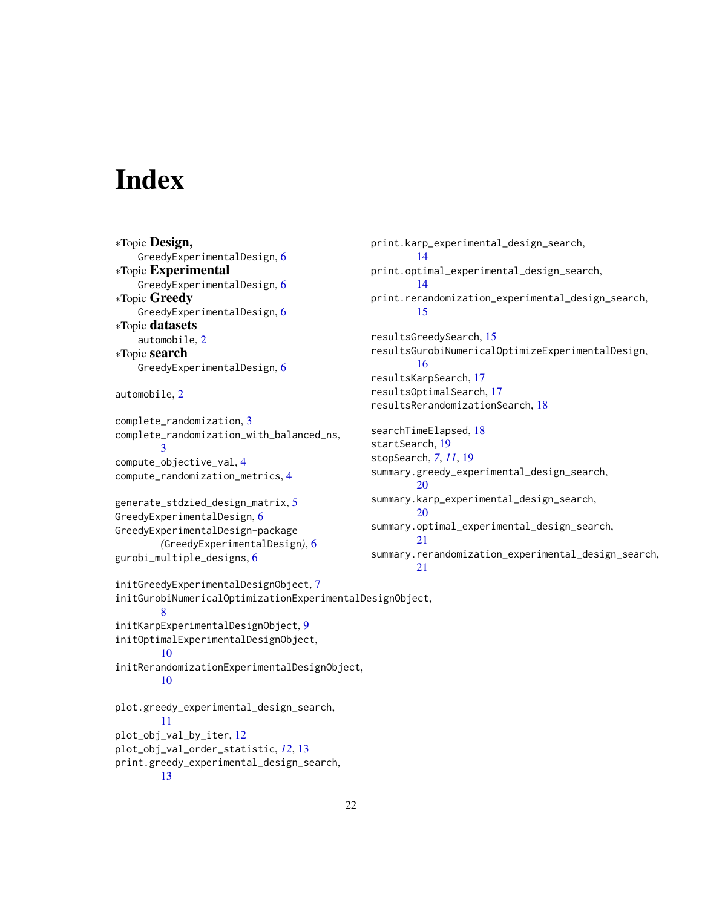# Index

*Topic **Design,**
GreedyExperimentalDesign, 6
*Topic **Experimental**
GreedyExperimentalDesign, 6
*Topic **Greedy**
GreedyExperimentalDesign, 6
*Topic **datasets**
automobile, 2
*Topic **search**
GreedyExperimentalDesign, 6

automobile, 2

complete_randomization, 3
complete_randomization_with_balanced_ns, 3
compute_objective_val, 4
compute_randomization_metrics, 4

generate_stdzied_design_matrix, 5
GreedyExperimentalDesign, 6
GreedyExperimentalDesign-package *(GreedyExperimentalDesign)*, 6
gurobi_multiple_designs, 6

initGreedyExperimentalDesignObject, 7
initGurobiNumericalOptimizationExperimentalDesignObject, 8
initKarpExperimentalDesignObject, 9
initOptimalExperimentalDesignObject, 10
initRerandomizationExperimentalDesignObject, 10

plot.greedy_experimental_design_search, 11
plot_obj_val_by_iter, 12
plot_obj_val_order_statistic, *12*, 13
print.greedy_experimental_design_search, 13
print.karp_experimental_design_search, 14
print.optimal_experimental_design_search, 14
print.rerandomization_experimental_design_search, 15

resultsGreedySearch, 15
resultsGurobiNumericalOptimizeExperimentalDesign, 16
resultsKarpSearch, 17
resultsOptimalSearch, 17
resultsRerandomizationSearch, 18

searchTimeElapsed, 18
startSearch, 19
stopSearch, *7*, *11*, 19
summary.greedy_experimental_design_search, 20
summary.karp_experimental_design_search, 20
summary.optimal_experimental_design_search, 21
summary.rerandomization_experimental_design_search, 21